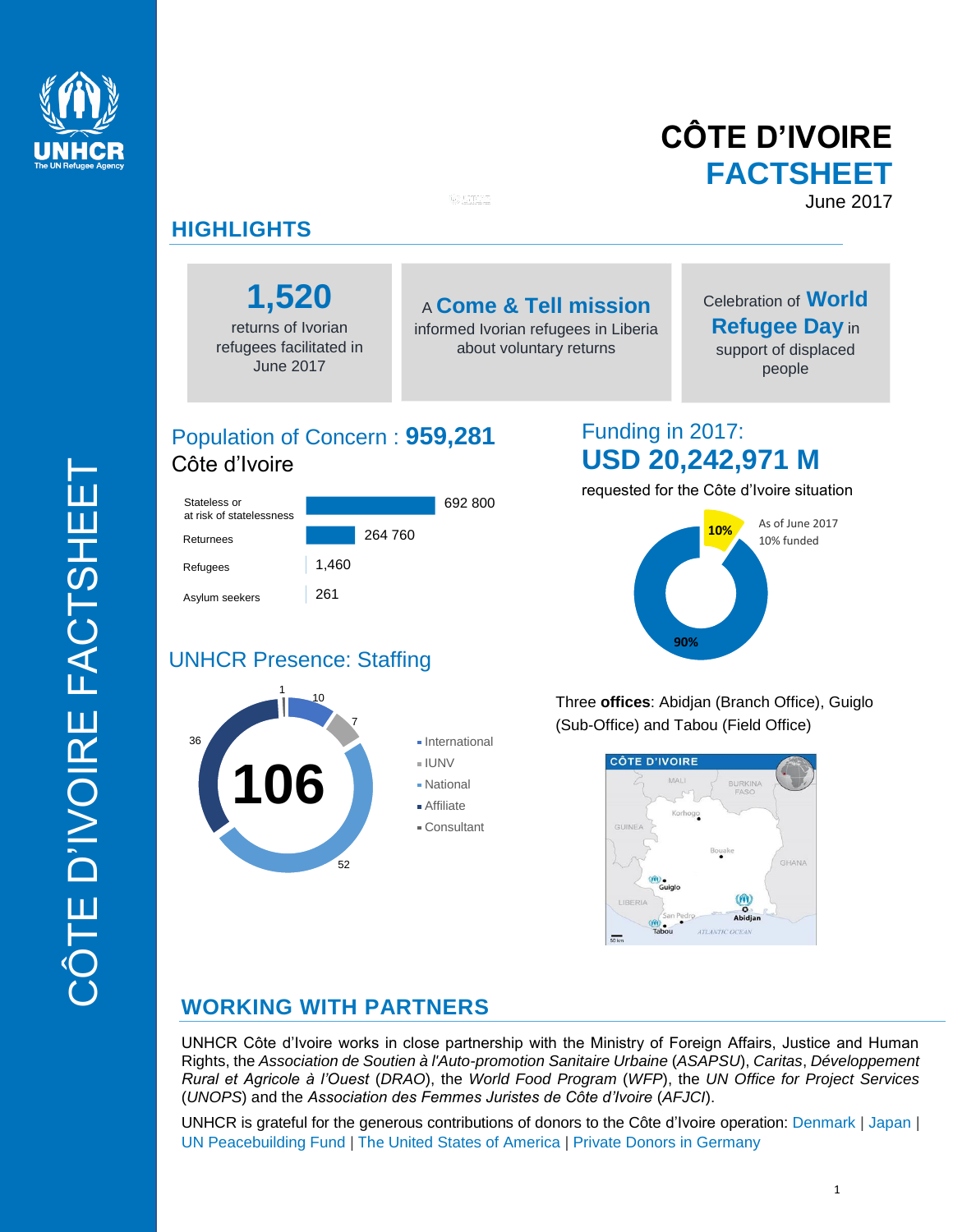# CÔTE D'IVOIRE
# FACTSHEET

June 2017

## HIGHLIGHTS

**1,520** returns of Ivorian refugees facilitated in June 2017

A **Come & Tell mission** informed Ivorian refugees in Liberia about voluntary returns

Celebration of **World Refugee Day** in support of displaced people

## Population of Concern : 959,281

Côte d'Ivoire

| Category | Number |
|---|---|
| Stateless or at risk of statelessness | 692 800 |
| Returnees | 264 760 |
| Refugees | 1,460 |
| Asylum seekers | 261 |

## Funding in 2017:

**USD 20,242,971 M**

requested for the Côte d'Ivoire situation

As of June 2017
10% funded

10% | 90%

## UNHCR Presence: Staffing

**106**

| Category | Number |
|---|---|
| International | 10 |
| IUNV | 7 |
| National | 52 |
| Affiliate | 36 |
| Consultant | 1 |

Three **offices**: Abidjan (Branch Office), Guiglo (Sub-Office) and Tabou (Field Office)

## WORKING WITH PARTNERS

UNHCR Côte d'Ivoire works in close partnership with the Ministry of Foreign Affairs, Justice and Human Rights, the *Association de Soutien à l'Auto-promotion Sanitaire Urbaine* (*ASAPSU*), *Caritas*, *Développement Rural et Agricole à l'Ouest* (*DRAO*), the *World Food Program* (*WFP*), the *UN Office for Project Services* (*UNOPS*) and the *Association des Femmes Juristes de Côte d'Ivoire* (*AFJCI*).

UNHCR is grateful for the generous contributions of donors to the Côte d'Ivoire operation: Denmark | Japan | UN Peacebuilding Fund | The United States of America | Private Donors in Germany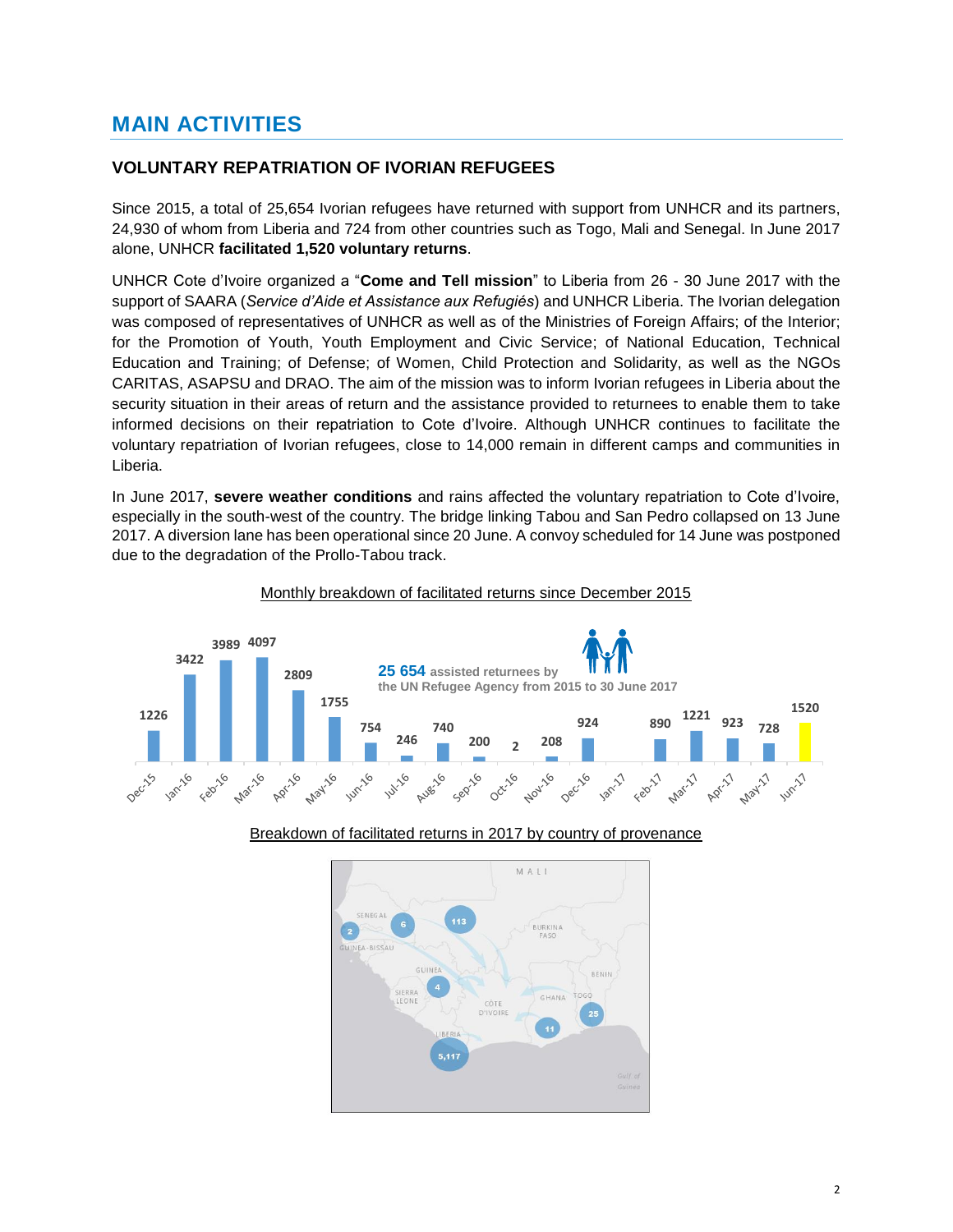# MAIN ACTIVITIES

## VOLUNTARY REPATRIATION OF IVORIAN REFUGEES

Since 2015, a total of 25,654 Ivorian refugees have returned with support from UNHCR and its partners, 24,930 of whom from Liberia and 724 from other countries such as Togo, Mali and Senegal. In June 2017 alone, UNHCR **facilitated 1,520 voluntary returns**.

UNHCR Cote d'Ivoire organized a "**Come and Tell mission**" to Liberia from 26 - 30 June 2017 with the support of SAARA (*Service d'Aide et Assistance aux Refugiés*) and UNHCR Liberia. The Ivorian delegation was composed of representatives of UNHCR as well as of the Ministries of Foreign Affairs; of the Interior; for the Promotion of Youth, Youth Employment and Civic Service; of National Education, Technical Education and Training; of Defense; of Women, Child Protection and Solidarity, as well as the NGOs CARITAS, ASAPSU and DRAO. The aim of the mission was to inform Ivorian refugees in Liberia about the security situation in their areas of return and the assistance provided to returnees to enable them to take informed decisions on their repatriation to Cote d'Ivoire. Although UNHCR continues to facilitate the voluntary repatriation of Ivorian refugees, close to 14,000 remain in different camps and communities in Liberia.

In June 2017, **severe weather conditions** and rains affected the voluntary repatriation to Cote d'Ivoire, especially in the south-west of the country. The bridge linking Tabou and San Pedro collapsed on 13 June 2017. A diversion lane has been operational since 20 June. A convoy scheduled for 14 June was postponed due to the degradation of the Prollo-Tabou track.

Monthly breakdown of facilitated returns since December 2015

**25 654** assisted returnees by the UN Refugee Agency from 2015 to 30 June 2017

| Month | Returns |
|---|---|
| Dec-15 | 1226 |
| Jan-16 | 3422 |
| Feb-16 | 3989 |
| Mar-16 | 4097 |
| Apr-16 | 2809 |
| May-16 | 1755 |
| Jun-16 | 754 |
| Jul-16 | 246 |
| Aug-16 | 740 |
| Sep-16 | 200 |
| Oct-16 | 2 |
| Nov-16 | 208 |
| Dec-16 | 924 |
| Jan-17 | |
| Feb-17 | 890 |
| Mar-17 | 1221 |
| Apr-17 | 923 |
| May-17 | 728 |
| Jun-17 | 1520 |

Breakdown of facilitated returns in 2017 by country of provenance

| Country | Returns |
|---|---|
| Liberia | 5,117 |
| Mali | 113 |
| Togo | 25 |
| Ghana | 11 |
| Senegal | 6 |
| Guinea | 4 |
| Guinea-Bissau | 2 |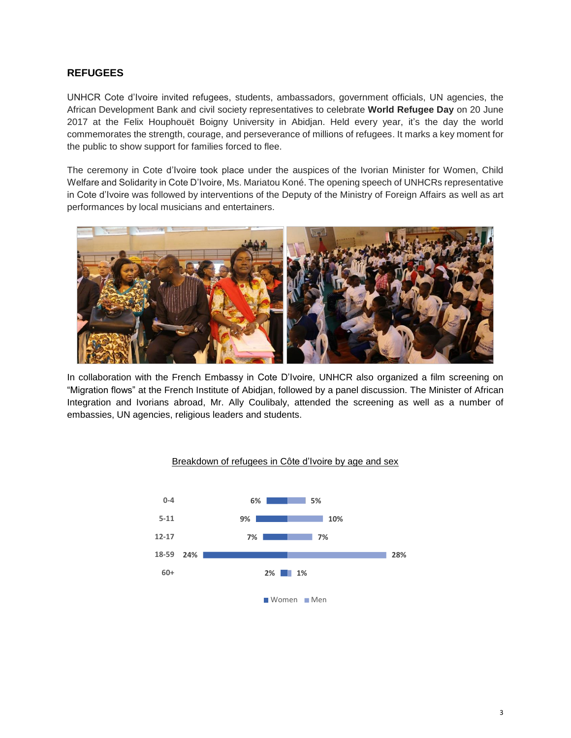## REFUGEES

UNHCR Cote d'Ivoire invited refugees, students, ambassadors, government officials, UN agencies, the African Development Bank and civil society representatives to celebrate **World Refugee Day** on 20 June 2017 at the Felix Houphouët Boigny University in Abidjan. Held every year, it's the day the world commemorates the strength, courage, and perseverance of millions of refugees. It marks a key moment for the public to show support for families forced to flee.

The ceremony in Cote d'Ivoire took place under the auspices of the Ivorian Minister for Women, Child Welfare and Solidarity in Cote D'Ivoire, Ms. Mariatou Koné. The opening speech of UNHCRs representative in Cote d'Ivoire was followed by interventions of the Deputy of the Ministry of Foreign Affairs as well as art performances by local musicians and entertainers.

In collaboration with the French Embassy in Cote D'Ivoire, UNHCR also organized a film screening on "Migration flows" at the French Institute of Abidjan, followed by a panel discussion. The Minister of African Integration and Ivorians abroad, Mr. Ally Coulibaly, attended the screening as well as a number of embassies, UN agencies, religious leaders and students.

Breakdown of refugees in Côte d'Ivoire by age and sex

| Age | Women | Men |
|---|---|---|
| 0-4 | 6% | 5% |
| 5-11 | 9% | 10% |
| 12-17 | 7% | 7% |
| 18-59 | 24% | 28% |
| 60+ | 2% | 1% |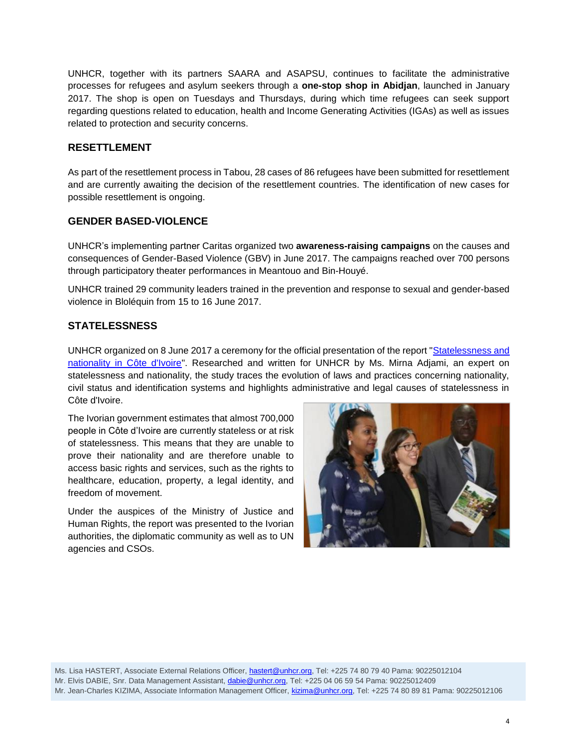UNHCR, together with its partners SAARA and ASAPSU, continues to facilitate the administrative processes for refugees and asylum seekers through a **one-stop shop in Abidjan**, launched in January 2017. The shop is open on Tuesdays and Thursdays, during which time refugees can seek support regarding questions related to education, health and Income Generating Activities (IGAs) as well as issues related to protection and security concerns.

## RESETTLEMENT

As part of the resettlement process in Tabou, 28 cases of 86 refugees have been submitted for resettlement and are currently awaiting the decision of the resettlement countries. The identification of new cases for possible resettlement is ongoing.

## GENDER BASED-VIOLENCE

UNHCR's implementing partner Caritas organized two **awareness-raising campaigns** on the causes and consequences of Gender-Based Violence (GBV) in June 2017. The campaigns reached over 700 persons through participatory theater performances in Meantouo and Bin-Houyé.

UNHCR trained 29 community leaders trained in the prevention and response to sexual and gender-based violence in Bloléquin from 15 to 16 June 2017.

## STATELESSNESS

UNHCR organized on 8 June 2017 a ceremony for the official presentation of the report "[Statelessness and nationality in Côte d'Ivoire]". Researched and written for UNHCR by Ms. Mirna Adjami, an expert on statelessness and nationality, the study traces the evolution of laws and practices concerning nationality, civil status and identification systems and highlights administrative and legal causes of statelessness in Côte d'Ivoire.

The Ivorian government estimates that almost 700,000 people in Côte d'Ivoire are currently stateless or at risk of statelessness. This means that they are unable to prove their nationality and are therefore unable to access basic rights and services, such as the rights to healthcare, education, property, a legal identity, and freedom of movement.

Under the auspices of the Ministry of Justice and Human Rights, the report was presented to the Ivorian authorities, the diplomatic community as well as to UN agencies and CSOs.

Ms. Lisa HASTERT, Associate External Relations Officer, hastert@unhcr.org, Tel: +225 74 80 79 40 Pama: 90225012104
Mr. Elvis DABIE, Snr. Data Management Assistant, dabie@unhcr.org, Tel: +225 04 06 59 54 Pama: 90225012409
Mr. Jean-Charles KIZIMA, Associate Information Management Officer, kizima@unhcr.org, Tel: +225 74 80 89 81 Pama: 90225012106